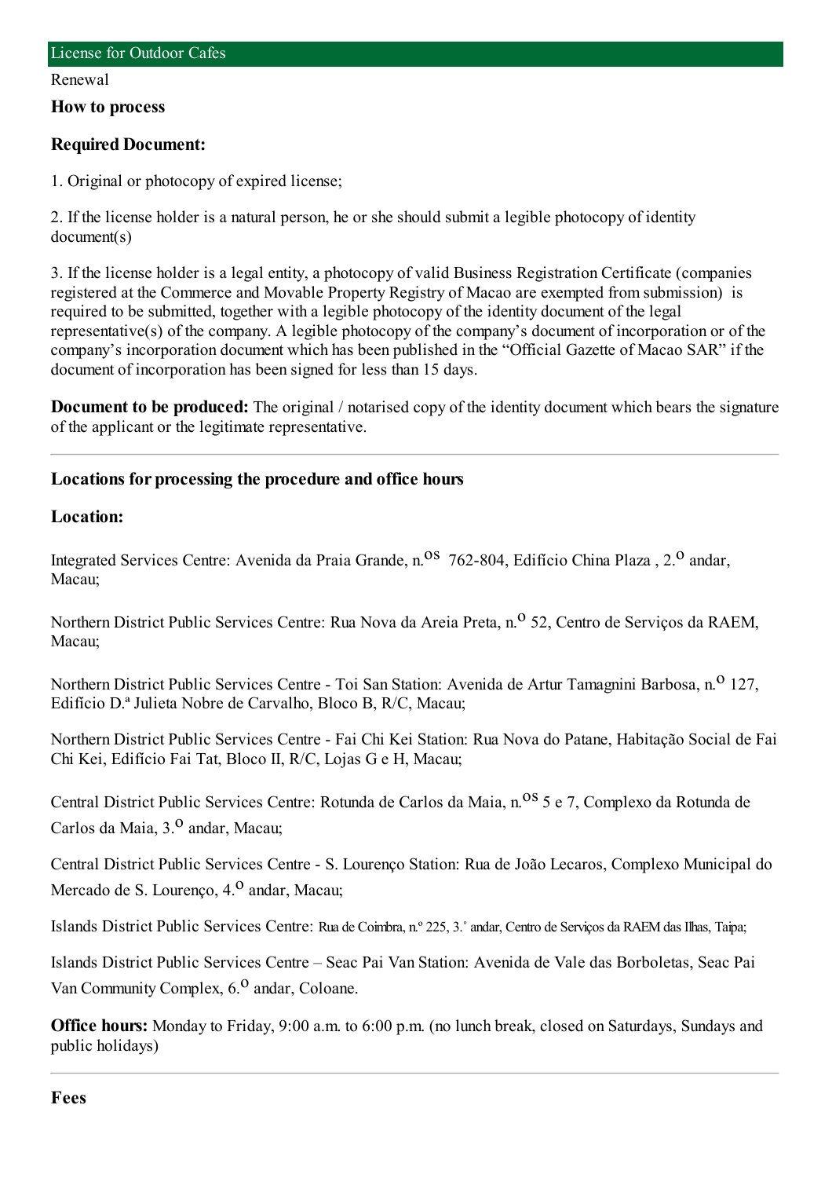# License for Outdoor Cafes

Renewal

## How to process

### Required Document:

1. Original or photocopy of expired license;

2. If the license holder is a natural person, he or she should submit a legible photocopy of identity document(s)

3. If the license holder is a legal entity, a photocopy of valid Business Registration Certificate (companies registered at the Commerce and Movable Property Registry of Macao are exempted from submission) is required to be submitted, together with a legible photocopy of the identity document of the legal representative(s) of the company. A legible photocopy of the company's document of incorporation or of the company's incorporation document which has been published in the "Official Gazette of Macao SAR" if the document of incorporation has been signed for less than 15 days.

**Document to be produced:** The original / notarised copy of the identity document which bears the signature of the applicant or the legitimate representative.

---

## Locations for processing the procedure and office hours

### Location:

Integrated Services Centre: Avenida da Praia Grande, n.os 762-804, Edifício China Plaza , 2.o andar, Macau;

Northern District Public Services Centre: Rua Nova da Areia Preta, n.o 52, Centro de Serviços da RAEM, Macau;

Northern District Public Services Centre - Toi San Station: Avenida de Artur Tamagnini Barbosa, n.o 127, Edifício D.ª Julieta Nobre de Carvalho, Bloco B, R/C, Macau;

Northern District Public Services Centre - Fai Chi Kei Station: Rua Nova do Patane, Habitação Social de Fai Chi Kei, Edifício Fai Tat, Bloco II, R/C, Lojas G e H, Macau;

Central District Public Services Centre: Rotunda de Carlos da Maia, n.os 5 e 7, Complexo da Rotunda de Carlos da Maia, 3.o andar, Macau;

Central District Public Services Centre - S. Lourenço Station: Rua de João Lecaros, Complexo Municipal do Mercado de S. Lourenço, 4.o andar, Macau;

Islands District Public Services Centre: Rua de Coimbra, n.º 225, 3.˚ andar, Centro de Serviços da RAEM das Ilhas, Taipa;

Islands District Public Services Centre – Seac Pai Van Station: Avenida de Vale das Borboletas, Seac Pai Van Community Complex, 6.o andar, Coloane.

**Office hours:** Monday to Friday, 9:00 a.m. to 6:00 p.m. (no lunch break, closed on Saturdays, Sundays and public holidays)

---

## Fees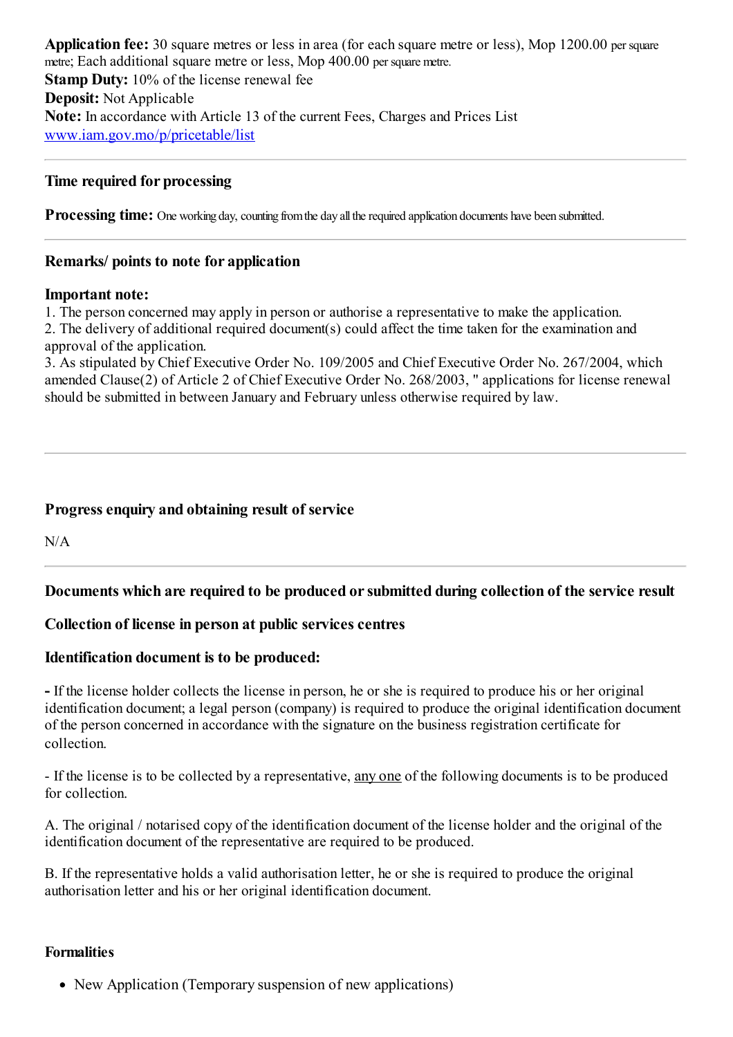**Application fee:** 30 square metres or less in area (for each square metre or less), Mop 1200.00 per square metre; Each additional square metre or less, Mop 400.00 per square metre.
**Stamp Duty:** 10% of the license renewal fee
**Deposit:** Not Applicable
**Note:** In accordance with Article 13 of the current Fees, Charges and Prices List
www.iam.gov.mo/p/pricetable/list

---

### Time required for processing

**Processing time:** One working day, counting from the day all the required application documents have been submitted.

---

### Remarks/ points to note for application

**Important note:**

1. The person concerned may apply in person or authorise a representative to make the application.
2. The delivery of additional required document(s) could affect the time taken for the examination and approval of the application.
3. As stipulated by Chief Executive Order No. 109/2005 and Chief Executive Order No. 267/2004, which amended Clause(2) of Article 2 of Chief Executive Order No. 268/2003, " applications for license renewal should be submitted in between January and February unless otherwise required by law.

---

### Progress enquiry and obtaining result of service

N/A

---

### Documents which are required to be produced or submitted during collection of the service result

**Collection of license in person at public services centres**

**Identification document is to be produced:**

**-** If the license holder collects the license in person, he or she is required to produce his or her original identification document; a legal person (company) is required to produce the original identification document of the person concerned in accordance with the signature on the business registration certificate for collection.

- If the license is to be collected by a representative, any one of the following documents is to be produced for collection.

A. The original / notarised copy of the identification document of the license holder and the original of the identification document of the representative are required to be produced.

B. If the representative holds a valid authorisation letter, he or she is required to produce the original authorisation letter and his or her original identification document.

**Formalities**

- New Application (Temporary suspension of new applications)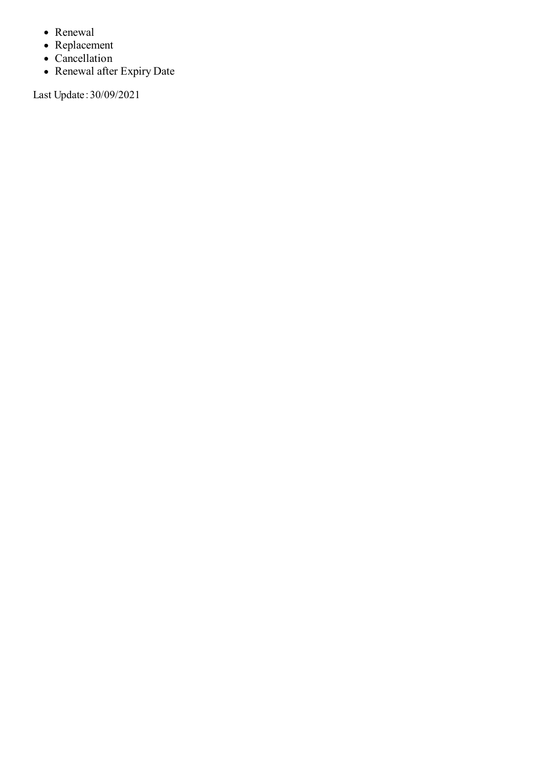- Renewal
- Replacement
- Cancellation
- Renewal after Expiry Date

Last Update : 30/09/2021